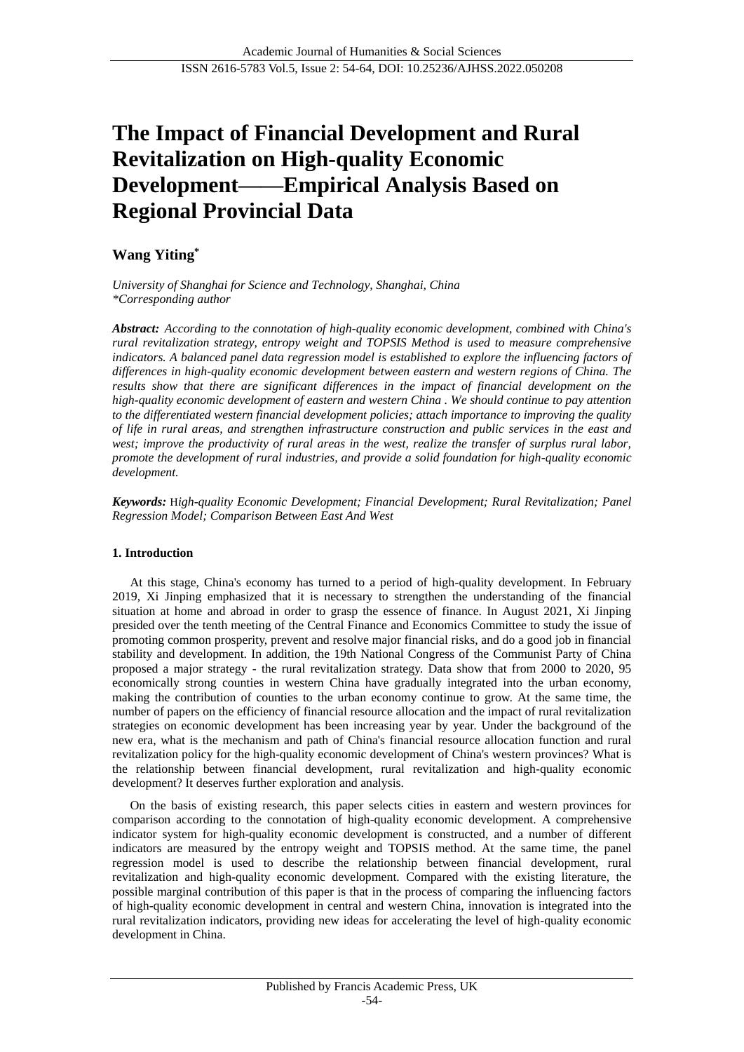# The Impact of Financial Development and Rural Revitalization on High-quality Economic Development——Empirical Analysis Based on Regional Provincial Data

**Wang Yiting***

*University of Shanghai for Science and Technology, Shanghai, China*
*\*Corresponding author*

***Abstract:*** *According to the connotation of high-quality economic development, combined with China's rural revitalization strategy, entropy weight and TOPSIS Method is used to measure comprehensive indicators. A balanced panel data regression model is established to explore the influencing factors of differences in high-quality economic development between eastern and western regions of China. The results show that there are significant differences in the impact of financial development on the high-quality economic development of eastern and western China . We should continue to pay attention to the differentiated western financial development policies; attach importance to improving the quality of life in rural areas, and strengthen infrastructure construction and public services in the east and west; improve the productivity of rural areas in the west, realize the transfer of surplus rural labor, promote the development of rural industries, and provide a solid foundation for high-quality economic development.*

***Keywords:*** *High-quality Economic Development; Financial Development; Rural Revitalization; Panel Regression Model; Comparison Between East And West*

## 1. Introduction

At this stage, China's economy has turned to a period of high-quality development. In February 2019, Xi Jinping emphasized that it is necessary to strengthen the understanding of the financial situation at home and abroad in order to grasp the essence of finance. In August 2021, Xi Jinping presided over the tenth meeting of the Central Finance and Economics Committee to study the issue of promoting common prosperity, prevent and resolve major financial risks, and do a good job in financial stability and development. In addition, the 19th National Congress of the Communist Party of China proposed a major strategy - the rural revitalization strategy. Data show that from 2000 to 2020, 95 economically strong counties in western China have gradually integrated into the urban economy, making the contribution of counties to the urban economy continue to grow. At the same time, the number of papers on the efficiency of financial resource allocation and the impact of rural revitalization strategies on economic development has been increasing year by year. Under the background of the new era, what is the mechanism and path of China's financial resource allocation function and rural revitalization policy for the high-quality economic development of China's western provinces? What is the relationship between financial development, rural revitalization and high-quality economic development? It deserves further exploration and analysis.

On the basis of existing research, this paper selects cities in eastern and western provinces for comparison according to the connotation of high-quality economic development. A comprehensive indicator system for high-quality economic development is constructed, and a number of different indicators are measured by the entropy weight and TOPSIS method. At the same time, the panel regression model is used to describe the relationship between financial development, rural revitalization and high-quality economic development. Compared with the existing literature, the possible marginal contribution of this paper is that in the process of comparing the influencing factors of high-quality economic development in central and western China, innovation is integrated into the rural revitalization indicators, providing new ideas for accelerating the level of high-quality economic development in China.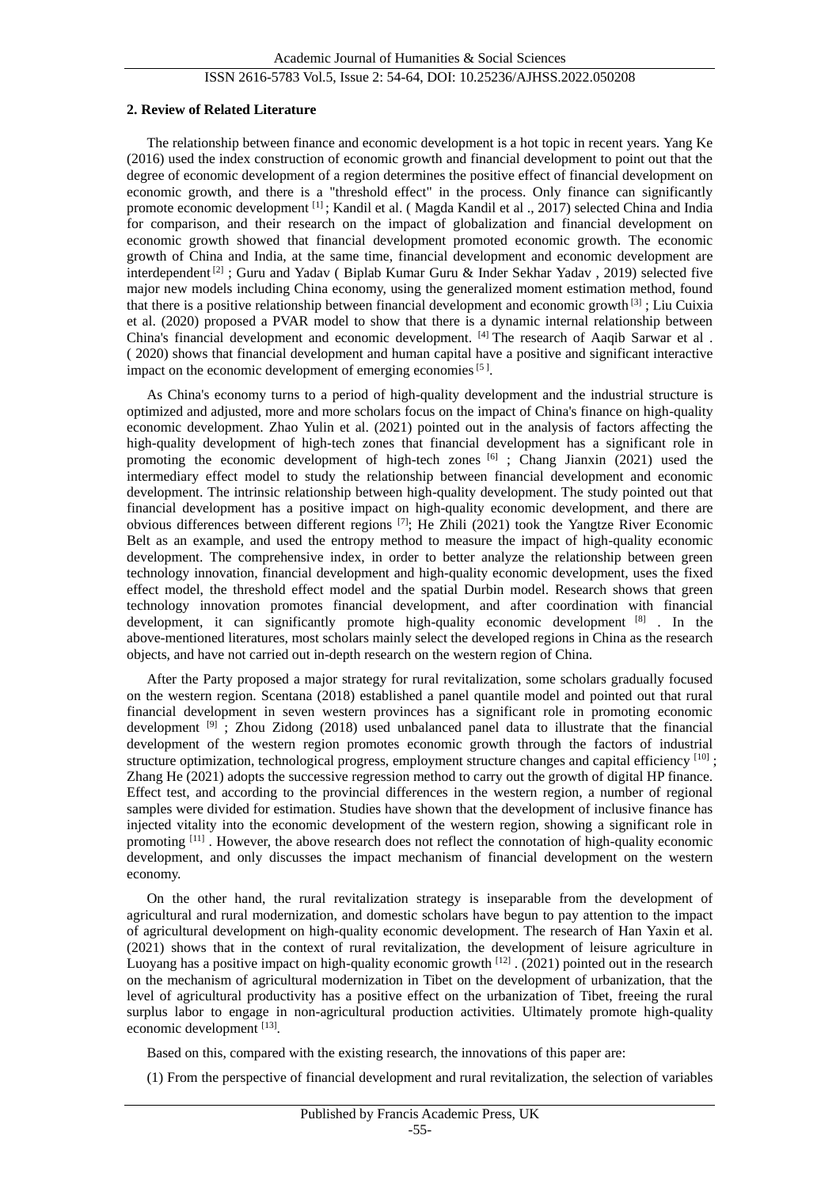### 2. Review of Related Literature

The relationship between finance and economic development is a hot topic in recent years. Yang Ke (2016) used the index construction of economic growth and financial development to point out that the degree of economic development of a region determines the positive effect of financial development on economic growth, and there is a "threshold effect" in the process. Only finance can significantly promote economic development [1]; Kandil et al. ( Magda Kandil et al ., 2017) selected China and India for comparison, and their research on the impact of globalization and financial development on economic growth showed that financial development promoted economic growth. The economic growth of China and India, at the same time, financial development and economic development are interdependent [2]; Guru and Yadav ( Biplab Kumar Guru & Inder Sekhar Yadav , 2019) selected five major new models including China economy, using the generalized moment estimation method, found that there is a positive relationship between financial development and economic growth [3]; Liu Cuixia et al. (2020) proposed a PVAR model to show that there is a dynamic internal relationship between China's financial development and economic development. [4] The research of Aaqib Sarwar et al . ( 2020) shows that financial development and human capital have a positive and significant interactive impact on the economic development of emerging economies [5].

As China's economy turns to a period of high-quality development and the industrial structure is optimized and adjusted, more and more scholars focus on the impact of China's finance on high-quality economic development. Zhao Yulin et al. (2021) pointed out in the analysis of factors affecting the high-quality development of high-tech zones that financial development has a significant role in promoting the economic development of high-tech zones [6]; Chang Jianxin (2021) used the intermediary effect model to study the relationship between financial development and economic development. The intrinsic relationship between high-quality development. The study pointed out that financial development has a positive impact on high-quality economic development, and there are obvious differences between different regions [7]; He Zhili (2021) took the Yangtze River Economic Belt as an example, and used the entropy method to measure the impact of high-quality economic development. The comprehensive index, in order to better analyze the relationship between green technology innovation, financial development and high-quality economic development, uses the fixed effect model, the threshold effect model and the spatial Durbin model. Research shows that green technology innovation promotes financial development, and after coordination with financial development, it can significantly promote high-quality economic development [8]. In the above-mentioned literatures, most scholars mainly select the developed regions in China as the research objects, and have not carried out in-depth research on the western region of China.

After the Party proposed a major strategy for rural revitalization, some scholars gradually focused on the western region. Scentana (2018) established a panel quantile model and pointed out that rural financial development in seven western provinces has a significant role in promoting economic development [9]; Zhou Zidong (2018) used unbalanced panel data to illustrate that the financial development of the western region promotes economic growth through the factors of industrial structure optimization, technological progress, employment structure changes and capital efficiency [10]; Zhang He (2021) adopts the successive regression method to carry out the growth of digital HP finance. Effect test, and according to the provincial differences in the western region, a number of regional samples were divided for estimation. Studies have shown that the development of inclusive finance has injected vitality into the economic development of the western region, showing a significant role in promoting [11]. However, the above research does not reflect the connotation of high-quality economic development, and only discusses the impact mechanism of financial development on the western economy.

On the other hand, the rural revitalization strategy is inseparable from the development of agricultural and rural modernization, and domestic scholars have begun to pay attention to the impact of agricultural development on high-quality economic development. The research of Han Yaxin et al. (2021) shows that in the context of rural revitalization, the development of leisure agriculture in Luoyang has a positive impact on high-quality economic growth [12]. (2021) pointed out in the research on the mechanism of agricultural modernization in Tibet on the development of urbanization, that the level of agricultural productivity has a positive effect on the urbanization of Tibet, freeing the rural surplus labor to engage in non-agricultural production activities. Ultimately promote high-quality economic development [13].

Based on this, compared with the existing research, the innovations of this paper are:

(1) From the perspective of financial development and rural revitalization, the selection of variables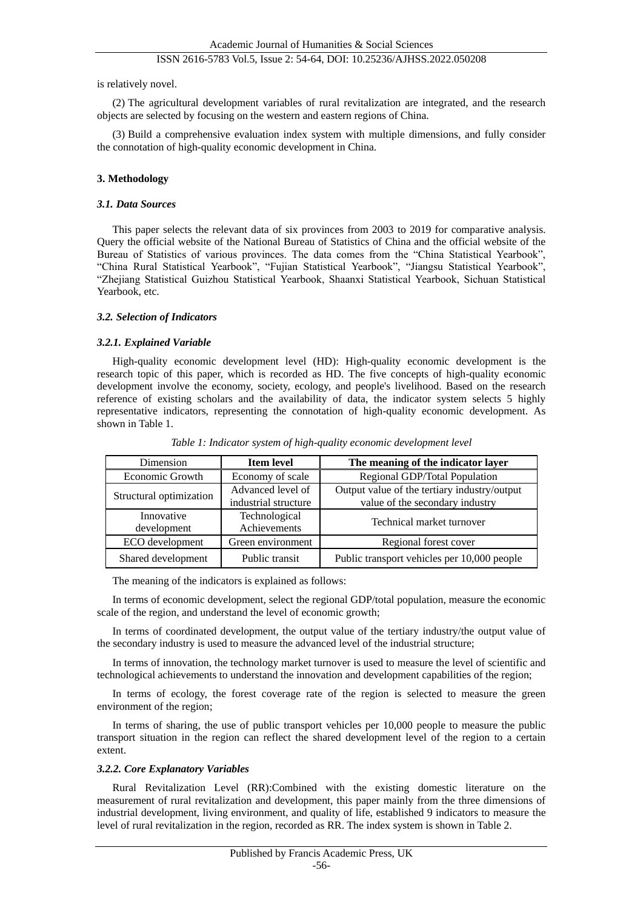is relatively novel.

(2) The agricultural development variables of rural revitalization are integrated, and the research objects are selected by focusing on the western and eastern regions of China.

(3) Build a comprehensive evaluation index system with multiple dimensions, and fully consider the connotation of high-quality economic development in China.

## 3. Methodology

### *3.1. Data Sources*

This paper selects the relevant data of six provinces from 2003 to 2019 for comparative analysis. Query the official website of the National Bureau of Statistics of China and the official website of the Bureau of Statistics of various provinces. The data comes from the "China Statistical Yearbook", "China Rural Statistical Yearbook", "Fujian Statistical Yearbook", "Jiangsu Statistical Yearbook", "Zhejiang Statistical Guizhou Statistical Yearbook, Shaanxi Statistical Yearbook, Sichuan Statistical Yearbook, etc.

### *3.2. Selection of Indicators*

#### *3.2.1. Explained Variable*

High-quality economic development level (HD): High-quality economic development is the research topic of this paper, which is recorded as HD. The five concepts of high-quality economic development involve the economy, society, ecology, and people's livelihood. Based on the research reference of existing scholars and the availability of data, the indicator system selects 5 highly representative indicators, representing the connotation of high-quality economic development. As shown in Table 1.

*Table 1: Indicator system of high-quality economic development level*

| Dimension | **Item level** | **The meaning of the indicator layer** |
|---|---|---|
| Economic Growth | Economy of scale | Regional GDP/Total Population |
| Structural optimization | Advanced level of industrial structure | Output value of the tertiary industry/output value of the secondary industry |
| Innovative development | Technological Achievements | Technical market turnover |
| ECO development | Green environment | Regional forest cover |
| Shared development | Public transit | Public transport vehicles per 10,000 people |

The meaning of the indicators is explained as follows:

In terms of economic development, select the regional GDP/total population, measure the economic scale of the region, and understand the level of economic growth;

In terms of coordinated development, the output value of the tertiary industry/the output value of the secondary industry is used to measure the advanced level of the industrial structure;

In terms of innovation, the technology market turnover is used to measure the level of scientific and technological achievements to understand the innovation and development capabilities of the region;

In terms of ecology, the forest coverage rate of the region is selected to measure the green environment of the region;

In terms of sharing, the use of public transport vehicles per 10,000 people to measure the public transport situation in the region can reflect the shared development level of the region to a certain extent.

#### *3.2.2. Core Explanatory Variables*

Rural Revitalization Level (RR):Combined with the existing domestic literature on the measurement of rural revitalization and development, this paper mainly from the three dimensions of industrial development, living environment, and quality of life, established 9 indicators to measure the level of rural revitalization in the region, recorded as RR. The index system is shown in Table 2.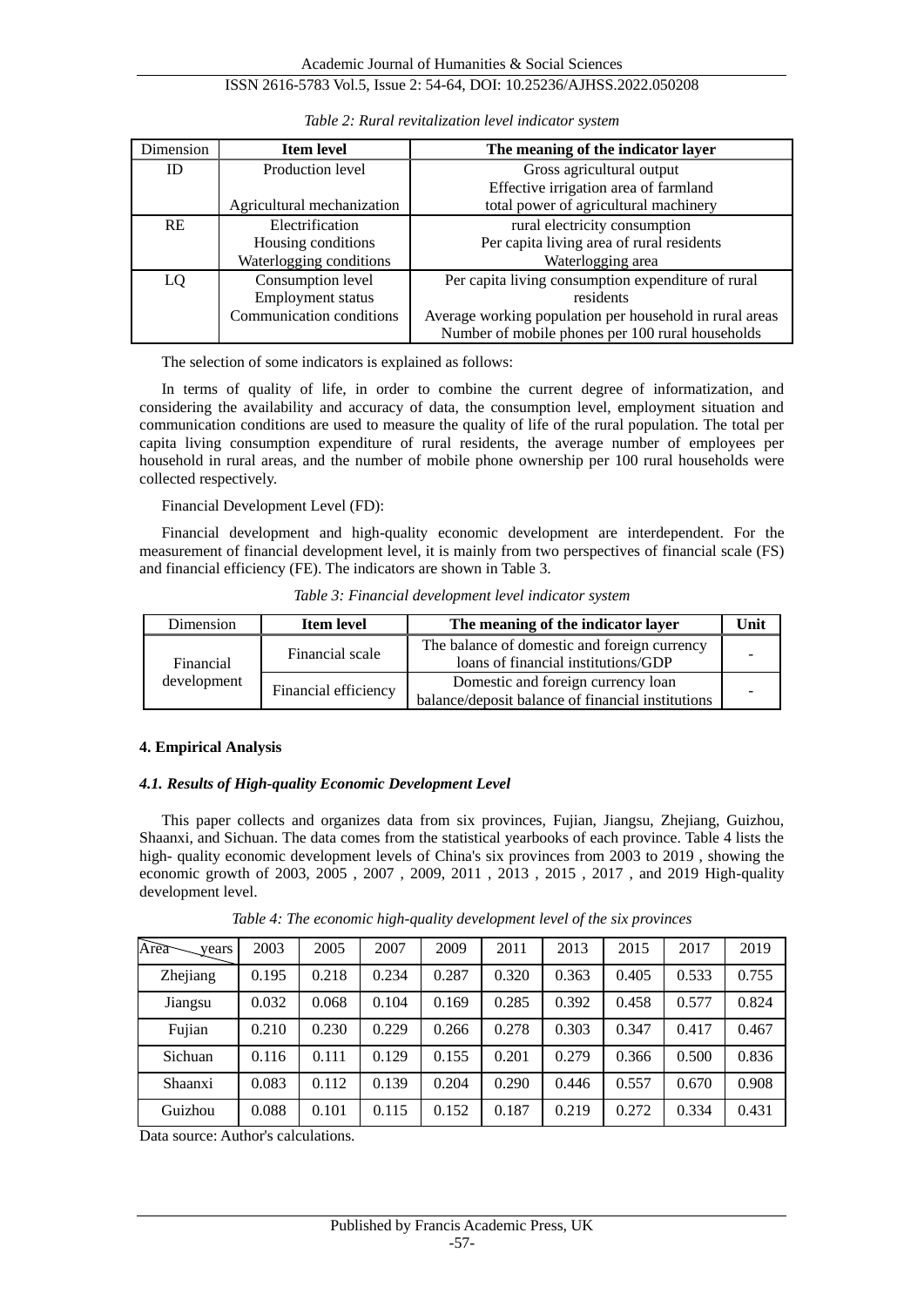*Table 2: Rural revitalization level indicator system*

| Dimension | Item level | The meaning of the indicator layer |
|---|---|---|
| ID | Production level | Gross agricultural output |
| | | Effective irrigation area of farmland |
| | Agricultural mechanization | total power of agricultural machinery |
| RE | Electrification | rural electricity consumption |
| | Housing conditions | Per capita living area of rural residents |
| | Waterlogging conditions | Waterlogging area |
| LQ | Consumption level | Per capita living consumption expenditure of rural residents |
| | Employment status | Average working population per household in rural areas |
| | Communication conditions | Number of mobile phones per 100 rural households |

The selection of some indicators is explained as follows:

In terms of quality of life, in order to combine the current degree of informatization, and considering the availability and accuracy of data, the consumption level, employment situation and communication conditions are used to measure the quality of life of the rural population. The total per capita living consumption expenditure of rural residents, the average number of employees per household in rural areas, and the number of mobile phone ownership per 100 rural households were collected respectively.

Financial Development Level (FD):

Financial development and high-quality economic development are interdependent. For the measurement of financial development level, it is mainly from two perspectives of financial scale (FS) and financial efficiency (FE). The indicators are shown in Table 3.

*Table 3: Financial development level indicator system*

| Dimension | Item level | The meaning of the indicator layer | Unit |
|---|---|---|---|
| Financial development | Financial scale | The balance of domestic and foreign currency loans of financial institutions/GDP | - |
| | Financial efficiency | Domestic and foreign currency loan balance/deposit balance of financial institutions | - |

#### 4. Empirical Analysis

##### *4.1. Results of High-quality Economic Development Level*

This paper collects and organizes data from six provinces, Fujian, Jiangsu, Zhejiang, Guizhou, Shaanxi, and Sichuan. The data comes from the statistical yearbooks of each province. Table 4 lists the high- quality economic development levels of China's six provinces from 2003 to 2019 , showing the economic growth of 2003, 2005 , 2007 , 2009, 2011 , 2013 , 2015 , 2017 , and 2019 High-quality development level.

*Table 4: The economic high-quality development level of the six provinces*

| Area / years | 2003 | 2005 | 2007 | 2009 | 2011 | 2013 | 2015 | 2017 | 2019 |
|---|---|---|---|---|---|---|---|---|---|
| Zhejiang | 0.195 | 0.218 | 0.234 | 0.287 | 0.320 | 0.363 | 0.405 | 0.533 | 0.755 |
| Jiangsu | 0.032 | 0.068 | 0.104 | 0.169 | 0.285 | 0.392 | 0.458 | 0.577 | 0.824 |
| Fujian | 0.210 | 0.230 | 0.229 | 0.266 | 0.278 | 0.303 | 0.347 | 0.417 | 0.467 |
| Sichuan | 0.116 | 0.111 | 0.129 | 0.155 | 0.201 | 0.279 | 0.366 | 0.500 | 0.836 |
| Shaanxi | 0.083 | 0.112 | 0.139 | 0.204 | 0.290 | 0.446 | 0.557 | 0.670 | 0.908 |
| Guizhou | 0.088 | 0.101 | 0.115 | 0.152 | 0.187 | 0.219 | 0.272 | 0.334 | 0.431 |

Data source: Author's calculations.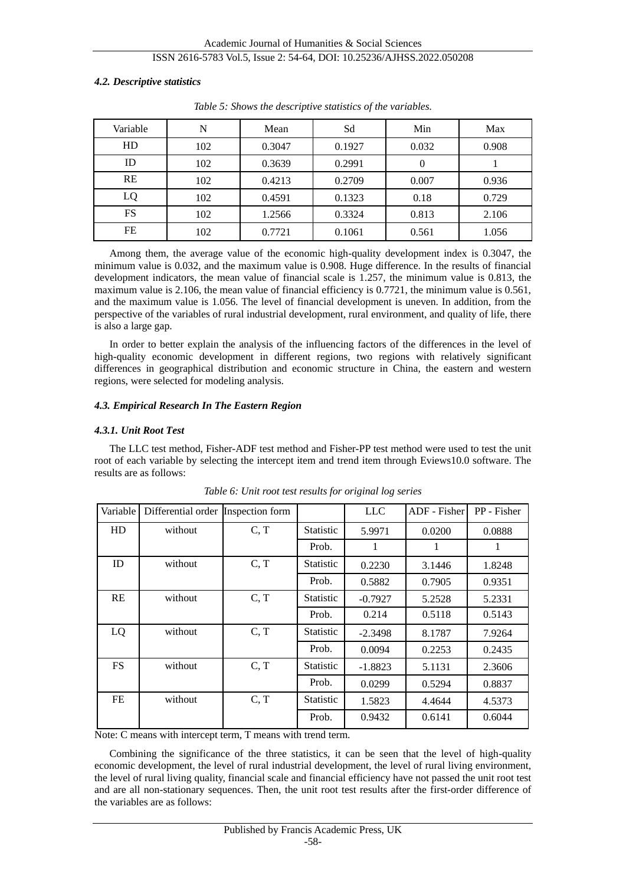### *4.2. Descriptive statistics*

*Table 5: Shows the descriptive statistics of the variables.*

| Variable | N | Mean | Sd | Min | Max |
|---|---|---|---|---|---|
| HD | 102 | 0.3047 | 0.1927 | 0.032 | 0.908 |
| ID | 102 | 0.3639 | 0.2991 | 0 | 1 |
| RE | 102 | 0.4213 | 0.2709 | 0.007 | 0.936 |
| LQ | 102 | 0.4591 | 0.1323 | 0.18 | 0.729 |
| FS | 102 | 1.2566 | 0.3324 | 0.813 | 2.106 |
| FE | 102 | 0.7721 | 0.1061 | 0.561 | 1.056 |

Among them, the average value of the economic high-quality development index is 0.3047, the minimum value is 0.032, and the maximum value is 0.908. Huge difference. In the results of financial development indicators, the mean value of financial scale is 1.257, the minimum value is 0.813, the maximum value is 2.106, the mean value of financial efficiency is 0.7721, the minimum value is 0.561, and the maximum value is 1.056. The level of financial development is uneven. In addition, from the perspective of the variables of rural industrial development, rural environment, and quality of life, there is also a large gap.

In order to better explain the analysis of the influencing factors of the differences in the level of high-quality economic development in different regions, two regions with relatively significant differences in geographical distribution and economic structure in China, the eastern and western regions, were selected for modeling analysis.

### *4.3. Empirical Research In The Eastern Region*

#### *4.3.1. Unit Root Test*

The LLC test method, Fisher-ADF test method and Fisher-PP test method were used to test the unit root of each variable by selecting the intercept item and trend item through Eviews10.0 software. The results are as follows:

*Table 6: Unit root test results for original log series*

| Variable | Differential order | Inspection form | | LLC | ADF - Fisher | PP - Fisher |
|---|---|---|---|---|---|---|
| HD | without | C, T | Statistic | 5.9971 | 0.0200 | 0.0888 |
| | | | Prob. | 1 | 1 | 1 |
| ID | without | C, T | Statistic | 0.2230 | 3.1446 | 1.8248 |
| | | | Prob. | 0.5882 | 0.7905 | 0.9351 |
| RE | without | C, T | Statistic | -0.7927 | 5.2528 | 5.2331 |
| | | | Prob. | 0.214 | 0.5118 | 0.5143 |
| LQ | without | C, T | Statistic | -2.3498 | 8.1787 | 7.9264 |
| | | | Prob. | 0.0094 | 0.2253 | 0.2435 |
| FS | without | C, T | Statistic | -1.8823 | 5.1131 | 2.3606 |
| | | | Prob. | 0.0299 | 0.5294 | 0.8837 |
| FE | without | C, T | Statistic | 1.5823 | 4.4644 | 4.5373 |
| | | | Prob. | 0.9432 | 0.6141 | 0.6044 |

Note: C means with intercept term, T means with trend term.

Combining the significance of the three statistics, it can be seen that the level of high-quality economic development, the level of rural industrial development, the level of rural living environment, the level of rural living quality, financial scale and financial efficiency have not passed the unit root test and are all non-stationary sequences. Then, the unit root test results after the first-order difference of the variables are as follows: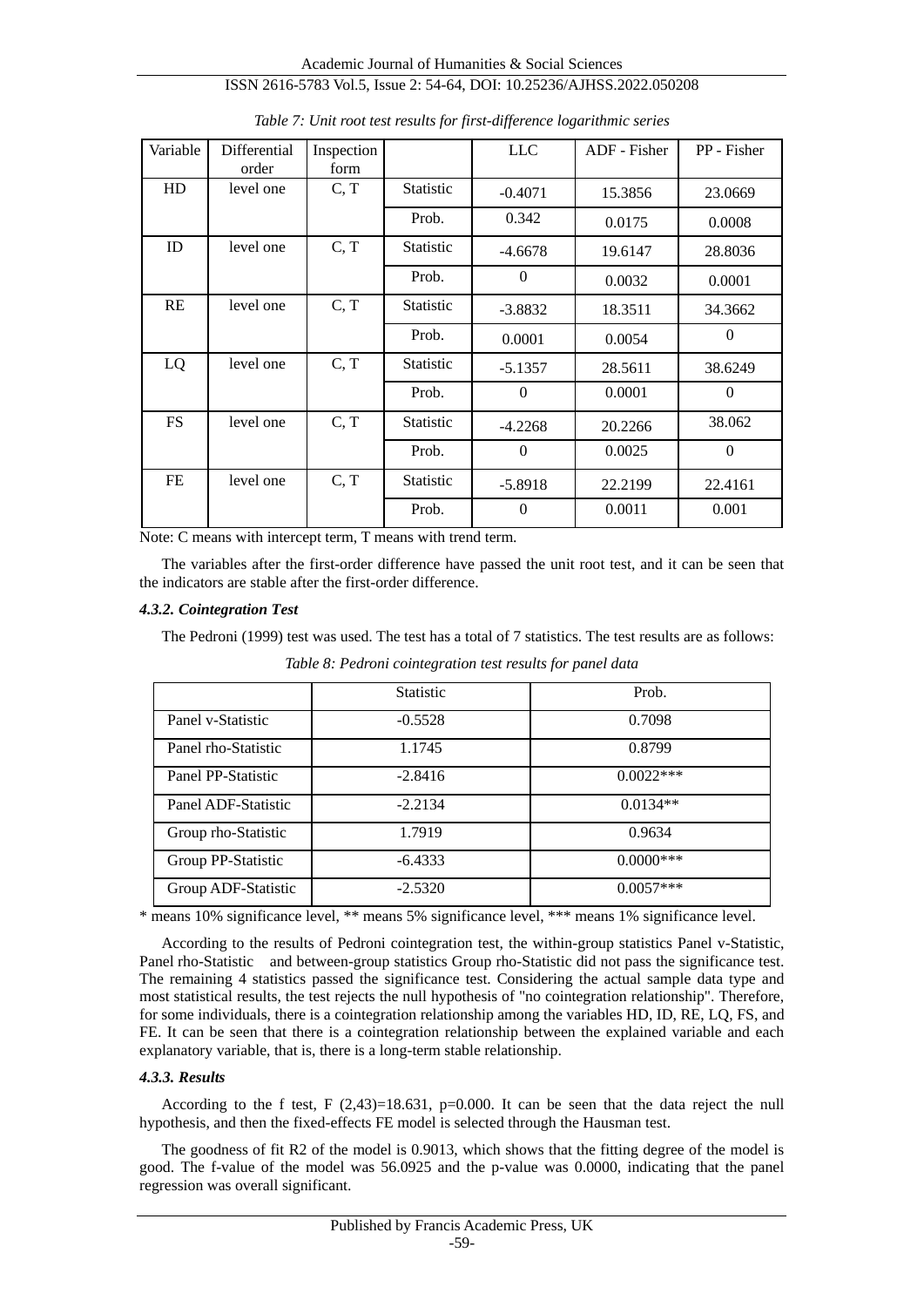*Table 7: Unit root test results for first-difference logarithmic series*

| Variable | Differential order | Inspection form | | LLC | ADF - Fisher | PP - Fisher |
|---|---|---|---|---|---|---|
| HD | level one | C, T | Statistic | -0.4071 | 15.3856 | 23.0669 |
| | | | Prob. | 0.342 | 0.0175 | 0.0008 |
| ID | level one | C, T | Statistic | -4.6678 | 19.6147 | 28.8036 |
| | | | Prob. | 0 | 0.0032 | 0.0001 |
| RE | level one | C, T | Statistic | -3.8832 | 18.3511 | 34.3662 |
| | | | Prob. | 0.0001 | 0.0054 | 0 |
| LQ | level one | C, T | Statistic | -5.1357 | 28.5611 | 38.6249 |
| | | | Prob. | 0 | 0.0001 | 0 |
| FS | level one | C, T | Statistic | -4.2268 | 20.2266 | 38.062 |
| | | | Prob. | 0 | 0.0025 | 0 |
| FE | level one | C, T | Statistic | -5.8918 | 22.2199 | 22.4161 |
| | | | Prob. | 0 | 0.0011 | 0.001 |

Note: C means with intercept term, T means with trend term.

The variables after the first-order difference have passed the unit root test, and it can be seen that the indicators are stable after the first-order difference.

#### *4.3.2. Cointegration Test*

The Pedroni (1999) test was used. The test has a total of 7 statistics. The test results are as follows:

*Table 8: Pedroni cointegration test results for panel data*

| | Statistic | Prob. |
|---|---|---|
| Panel v-Statistic | -0.5528 | 0.7098 |
| Panel rho-Statistic | 1.1745 | 0.8799 |
| Panel PP-Statistic | -2.8416 | 0.0022*** |
| Panel ADF-Statistic | -2.2134 | 0.0134** |
| Group rho-Statistic | 1.7919 | 0.9634 |
| Group PP-Statistic | -6.4333 | 0.0000*** |
| Group ADF-Statistic | -2.5320 | 0.0057*** |

* means 10% significance level, ** means 5% significance level, *** means 1% significance level.

According to the results of Pedroni cointegration test, the within-group statistics Panel v-Statistic, Panel rho-Statistic and between-group statistics Group rho-Statistic did not pass the significance test. The remaining 4 statistics passed the significance test. Considering the actual sample data type and most statistical results, the test rejects the null hypothesis of "no cointegration relationship". Therefore, for some individuals, there is a cointegration relationship among the variables HD, ID, RE, LQ, FS, and FE. It can be seen that there is a cointegration relationship between the explained variable and each explanatory variable, that is, there is a long-term stable relationship.

#### *4.3.3. Results*

According to the f test, $F(2,43)=18.631$, $p=0.000$. It can be seen that the data reject the null hypothesis, and then the fixed-effects FE model is selected through the Hausman test.

The goodness of fit $R2$ of the model is 0.9013, which shows that the fitting degree of the model is good. The f-value of the model was 56.0925 and the p-value was 0.0000, indicating that the panel regression was overall significant.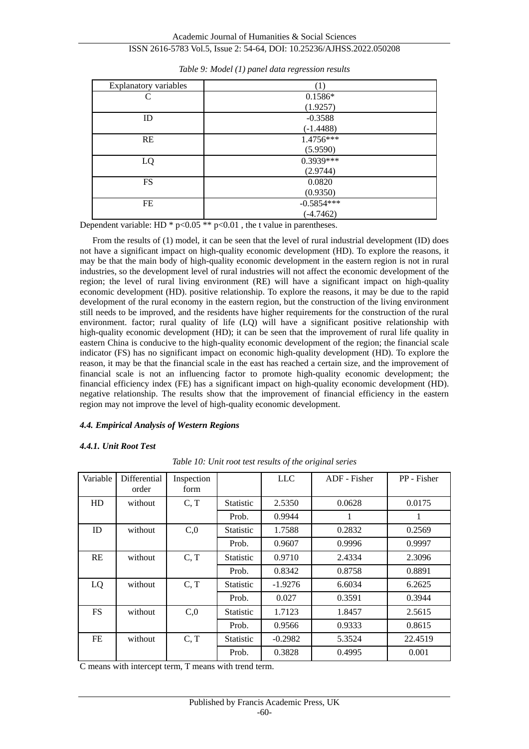*Table 9: Model (1) panel data regression results*

| Explanatory variables | (1) |
|---|---|
| C | 0.1586* |
| | (1.9257) |
| ID | -0.3588 |
| | (-1.4488) |
| RE | 1.4756*** |
| | (5.9590) |
| LQ | 0.3939*** |
| | (2.9744) |
| FS | 0.0820 |
| | (0.9350) |
| FE | -0.5854*** |
| | (-4.7462) |

Dependent variable: HD * $p<0.05$ ** $p<0.01$ , the t value in parentheses.

From the results of (1) model, it can be seen that the level of rural industrial development (ID) does not have a significant impact on high-quality economic development (HD). To explore the reasons, it may be that the main body of high-quality economic development in the eastern region is not in rural industries, so the development level of rural industries will not affect the economic development of the region; the level of rural living environment (RE) will have a significant impact on high-quality economic development (HD). positive relationship. To explore the reasons, it may be due to the rapid development of the rural economy in the eastern region, but the construction of the living environment still needs to be improved, and the residents have higher requirements for the construction of the rural environment. factor; rural quality of life (LQ) will have a significant positive relationship with high-quality economic development (HD); it can be seen that the improvement of rural life quality in eastern China is conducive to the high-quality economic development of the region; the financial scale indicator (FS) has no significant impact on economic high-quality development (HD). To explore the reason, it may be that the financial scale in the east has reached a certain size, and the improvement of financial scale is not an influencing factor to promote high-quality economic development; the financial efficiency index (FE) has a significant impact on high-quality economic development (HD). negative relationship. The results show that the improvement of financial efficiency in the eastern region may not improve the level of high-quality economic development.

#### *4.4. Empirical Analysis of Western Regions*

##### *4.4.1. Unit Root Test*

*Table 10: Unit root test results of the original series*

| Variable | Differential order | Inspection form | | LLC | ADF - Fisher | PP - Fisher |
|---|---|---|---|---|---|---|
| HD | without | C, T | Statistic | 2.5350 | 0.0628 | 0.0175 |
| | | | Prob. | 0.9944 | 1 | 1 |
| ID | without | C,0 | Statistic | 1.7588 | 0.2832 | 0.2569 |
| | | | Prob. | 0.9607 | 0.9996 | 0.9997 |
| RE | without | C, T | Statistic | 0.9710 | 2.4334 | 2.3096 |
| | | | Prob. | 0.8342 | 0.8758 | 0.8891 |
| LQ | without | C, T | Statistic | -1.9276 | 6.6034 | 6.2625 |
| | | | Prob. | 0.027 | 0.3591 | 0.3944 |
| FS | without | C,0 | Statistic | 1.7123 | 1.8457 | 2.5615 |
| | | | Prob. | 0.9566 | 0.9333 | 0.8615 |
| FE | without | C, T | Statistic | -0.2982 | 5.3524 | 22.4519 |
| | | | Prob. | 0.3828 | 0.4995 | 0.001 |

C means with intercept term, T means with trend term.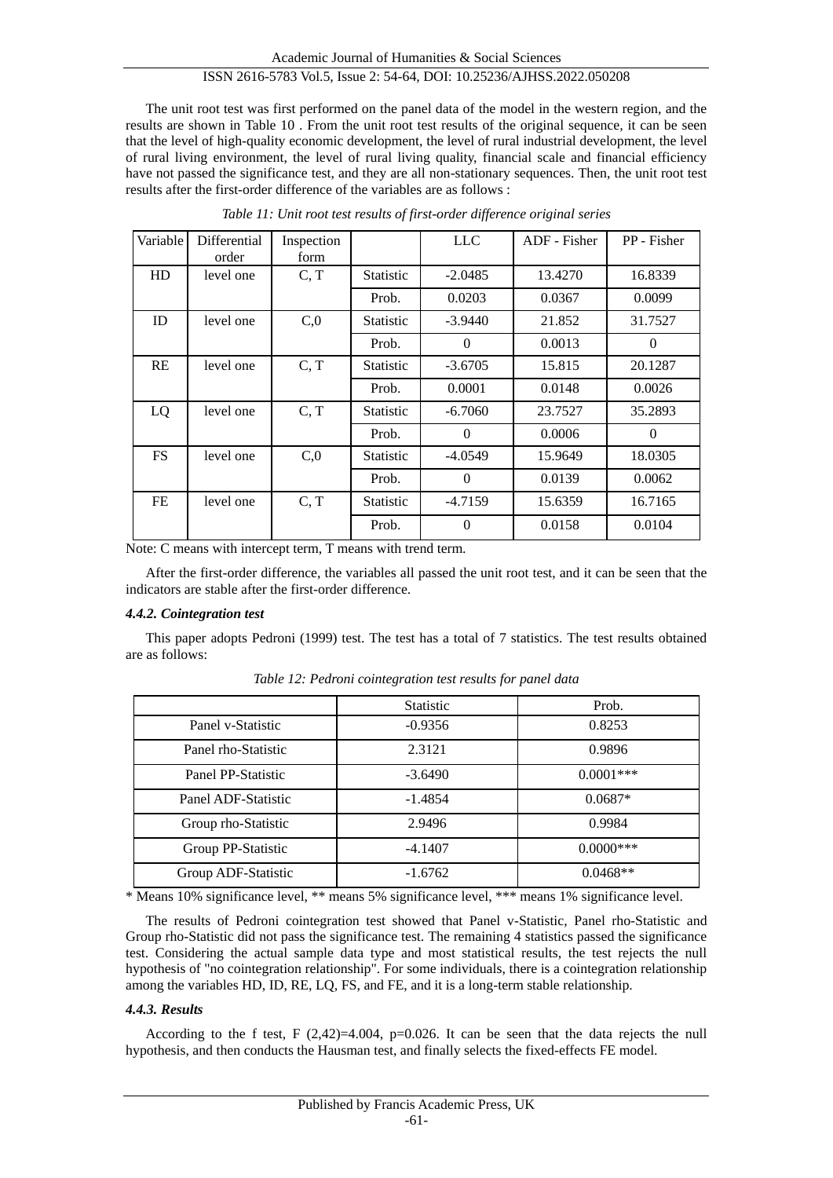The unit root test was first performed on the panel data of the model in the western region, and the results are shown in Table 10 . From the unit root test results of the original sequence, it can be seen that the level of high-quality economic development, the level of rural industrial development, the level of rural living environment, the level of rural living quality, financial scale and financial efficiency have not passed the significance test, and they are all non-stationary sequences. Then, the unit root test results after the first-order difference of the variables are as follows :

*Table 11: Unit root test results of first-order difference original series*

| Variable | Differential order | Inspection form | | LLC | ADF - Fisher | PP - Fisher |
|---|---|---|---|---|---|---|
| HD | level one | C, T | Statistic | -2.0485 | 13.4270 | 16.8339 |
| | | | Prob. | 0.0203 | 0.0367 | 0.0099 |
| ID | level one | C,0 | Statistic | -3.9440 | 21.852 | 31.7527 |
| | | | Prob. | 0 | 0.0013 | 0 |
| RE | level one | C, T | Statistic | -3.6705 | 15.815 | 20.1287 |
| | | | Prob. | 0.0001 | 0.0148 | 0.0026 |
| LQ | level one | C, T | Statistic | -6.7060 | 23.7527 | 35.2893 |
| | | | Prob. | 0 | 0.0006 | 0 |
| FS | level one | C,0 | Statistic | -4.0549 | 15.9649 | 18.0305 |
| | | | Prob. | 0 | 0.0139 | 0.0062 |
| FE | level one | C, T | Statistic | -4.7159 | 15.6359 | 16.7165 |
| | | | Prob. | 0 | 0.0158 | 0.0104 |

Note: C means with intercept term, T means with trend term.

After the first-order difference, the variables all passed the unit root test, and it can be seen that the indicators are stable after the first-order difference.

#### *4.4.2. Cointegration test*

This paper adopts Pedroni (1999) test. The test has a total of 7 statistics. The test results obtained are as follows:

*Table 12: Pedroni cointegration test results for panel data*

| | Statistic | Prob. |
|---|---|---|
| Panel v-Statistic | -0.9356 | 0.8253 |
| Panel rho-Statistic | 2.3121 | 0.9896 |
| Panel PP-Statistic | -3.6490 | 0.0001*** |
| Panel ADF-Statistic | -1.4854 | 0.0687* |
| Group rho-Statistic | 2.9496 | 0.9984 |
| Group PP-Statistic | -4.1407 | 0.0000*** |
| Group ADF-Statistic | -1.6762 | 0.0468** |

* Means 10% significance level, ** means 5% significance level, *** means 1% significance level.

The results of Pedroni cointegration test showed that Panel v-Statistic, Panel rho-Statistic and Group rho-Statistic did not pass the significance test. The remaining 4 statistics passed the significance test. Considering the actual sample data type and most statistical results, the test rejects the null hypothesis of "no cointegration relationship". For some individuals, there is a cointegration relationship among the variables HD, ID, RE, LQ, FS, and FE, and it is a long-term stable relationship.

#### *4.4.3. Results*

According to the f test, $F(2,42)=4.004$, $p=0.026$. It can be seen that the data rejects the null hypothesis, and then conducts the Hausman test, and finally selects the fixed-effects FE model.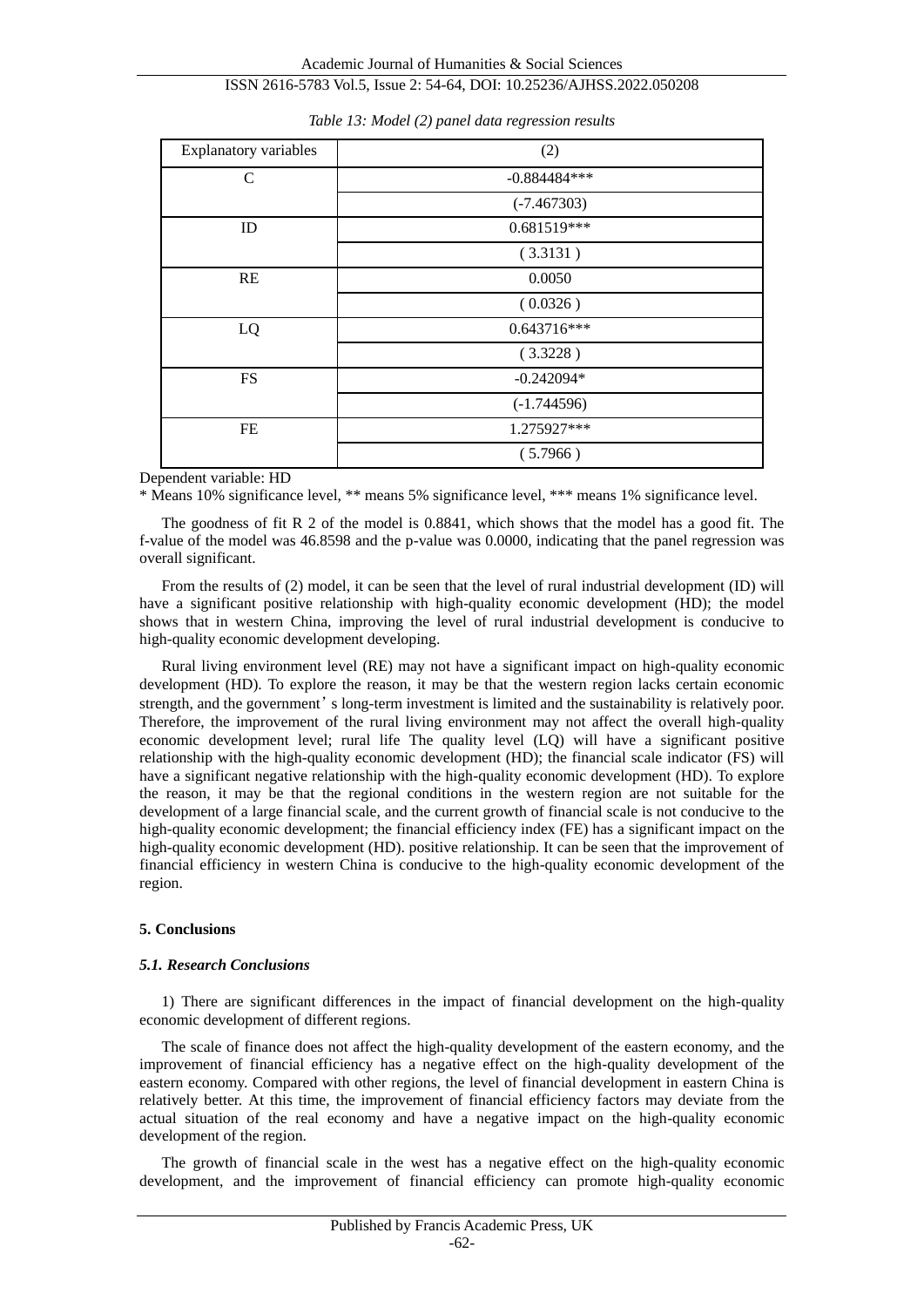*Table 13: Model (2) panel data regression results*

| Explanatory variables | (2) |
| --- | --- |
| C | -0.884484*** |
| | (-7.467303) |
| ID | 0.681519*** |
| | ( 3.3131 ) |
| RE | 0.0050 |
| | ( 0.0326 ) |
| LQ | 0.643716*** |
| | ( 3.3228 ) |
| FS | -0.242094* |
| | (-1.744596) |
| FE | 1.275927*** |
| | ( 5.7966 ) |

Dependent variable: HD

* Means 10% significance level, ** means 5% significance level, *** means 1% significance level.

The goodness of fit R 2 of the model is 0.8841, which shows that the model has a good fit. The f-value of the model was 46.8598 and the p-value was 0.0000, indicating that the panel regression was overall significant.

From the results of (2) model, it can be seen that the level of rural industrial development (ID) will have a significant positive relationship with high-quality economic development (HD); the model shows that in western China, improving the level of rural industrial development is conducive to high-quality economic development developing.

Rural living environment level (RE) may not have a significant impact on high-quality economic development (HD). To explore the reason, it may be that the western region lacks certain economic strength, and the government' s long-term investment is limited and the sustainability is relatively poor. Therefore, the improvement of the rural living environment may not affect the overall high-quality economic development level; rural life The quality level (LQ) will have a significant positive relationship with the high-quality economic development (HD); the financial scale indicator (FS) will have a significant negative relationship with the high-quality economic development (HD). To explore the reason, it may be that the regional conditions in the western region are not suitable for the development of a large financial scale, and the current growth of financial scale is not conducive to the high-quality economic development; the financial efficiency index (FE) has a significant impact on the high-quality economic development (HD). positive relationship. It can be seen that the improvement of financial efficiency in western China is conducive to the high-quality economic development of the region.

## 5. Conclusions

### *5.1. Research Conclusions*

1) There are significant differences in the impact of financial development on the high-quality economic development of different regions.

The scale of finance does not affect the high-quality development of the eastern economy, and the improvement of financial efficiency has a negative effect on the high-quality development of the eastern economy. Compared with other regions, the level of financial development in eastern China is relatively better. At this time, the improvement of financial efficiency factors may deviate from the actual situation of the real economy and have a negative impact on the high-quality economic development of the region.

The growth of financial scale in the west has a negative effect on the high-quality economic development, and the improvement of financial efficiency can promote high-quality economic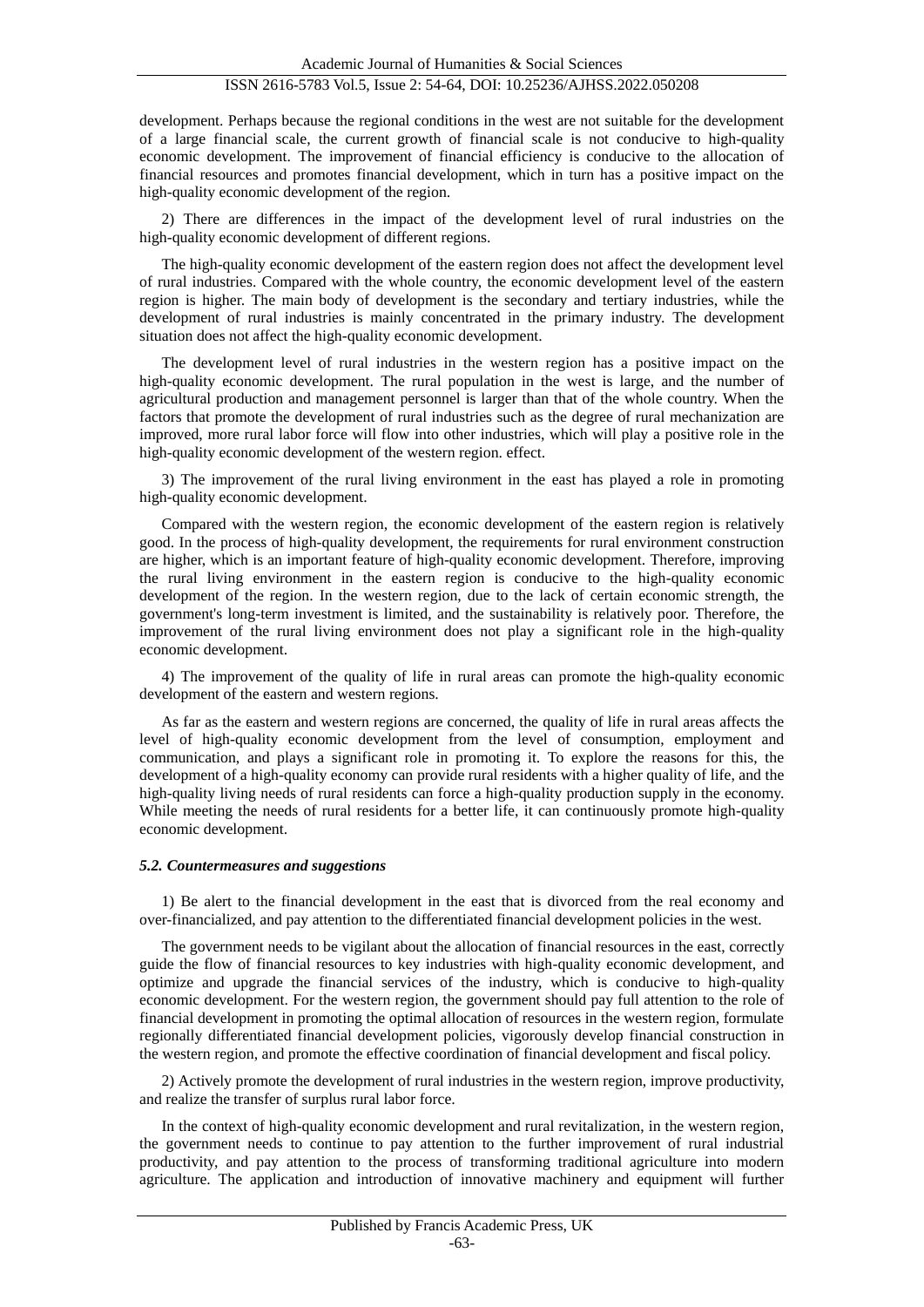development. Perhaps because the regional conditions in the west are not suitable for the development of a large financial scale, the current growth of financial scale is not conducive to high-quality economic development. The improvement of financial efficiency is conducive to the allocation of financial resources and promotes financial development, which in turn has a positive impact on the high-quality economic development of the region.

2) There are differences in the impact of the development level of rural industries on the high-quality economic development of different regions.

The high-quality economic development of the eastern region does not affect the development level of rural industries. Compared with the whole country, the economic development level of the eastern region is higher. The main body of development is the secondary and tertiary industries, while the development of rural industries is mainly concentrated in the primary industry. The development situation does not affect the high-quality economic development.

The development level of rural industries in the western region has a positive impact on the high-quality economic development. The rural population in the west is large, and the number of agricultural production and management personnel is larger than that of the whole country. When the factors that promote the development of rural industries such as the degree of rural mechanization are improved, more rural labor force will flow into other industries, which will play a positive role in the high-quality economic development of the western region. effect.

3) The improvement of the rural living environment in the east has played a role in promoting high-quality economic development.

Compared with the western region, the economic development of the eastern region is relatively good. In the process of high-quality development, the requirements for rural environment construction are higher, which is an important feature of high-quality economic development. Therefore, improving the rural living environment in the eastern region is conducive to the high-quality economic development of the region. In the western region, due to the lack of certain economic strength, the government's long-term investment is limited, and the sustainability is relatively poor. Therefore, the improvement of the rural living environment does not play a significant role in the high-quality economic development.

4) The improvement of the quality of life in rural areas can promote the high-quality economic development of the eastern and western regions.

As far as the eastern and western regions are concerned, the quality of life in rural areas affects the level of high-quality economic development from the level of consumption, employment and communication, and plays a significant role in promoting it. To explore the reasons for this, the development of a high-quality economy can provide rural residents with a higher quality of life, and the high-quality living needs of rural residents can force a high-quality production supply in the economy. While meeting the needs of rural residents for a better life, it can continuously promote high-quality economic development.

### *5.2. Countermeasures and suggestions*

1) Be alert to the financial development in the east that is divorced from the real economy and over-financialized, and pay attention to the differentiated financial development policies in the west.

The government needs to be vigilant about the allocation of financial resources in the east, correctly guide the flow of financial resources to key industries with high-quality economic development, and optimize and upgrade the financial services of the industry, which is conducive to high-quality economic development. For the western region, the government should pay full attention to the role of financial development in promoting the optimal allocation of resources in the western region, formulate regionally differentiated financial development policies, vigorously develop financial construction in the western region, and promote the effective coordination of financial development and fiscal policy.

2) Actively promote the development of rural industries in the western region, improve productivity, and realize the transfer of surplus rural labor force.

In the context of high-quality economic development and rural revitalization, in the western region, the government needs to continue to pay attention to the further improvement of rural industrial productivity, and pay attention to the process of transforming traditional agriculture into modern agriculture. The application and introduction of innovative machinery and equipment will further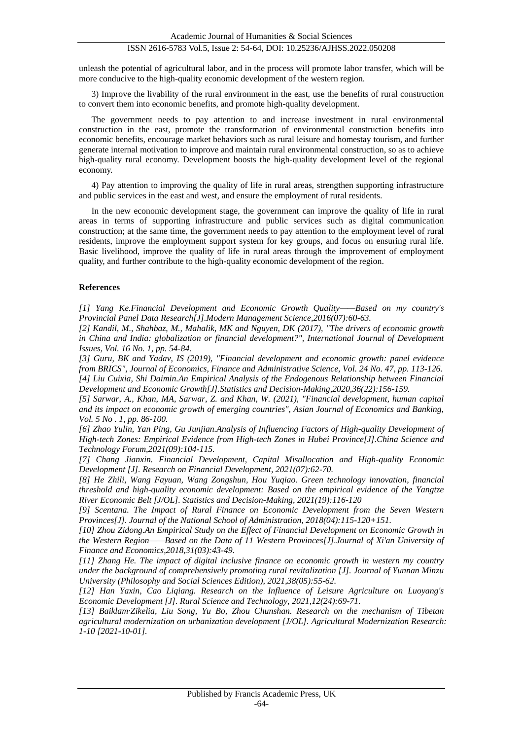unleash the potential of agricultural labor, and in the process will promote labor transfer, which will be more conducive to the high-quality economic development of the western region.

3) Improve the livability of the rural environment in the east, use the benefits of rural construction to convert them into economic benefits, and promote high-quality development.

The government needs to pay attention to and increase investment in rural environmental construction in the east, promote the transformation of environmental construction benefits into economic benefits, encourage market behaviors such as rural leisure and homestay tourism, and further generate internal motivation to improve and maintain rural environmental construction, so as to achieve high-quality rural economy. Development boosts the high-quality development level of the regional economy.

4) Pay attention to improving the quality of life in rural areas, strengthen supporting infrastructure and public services in the east and west, and ensure the employment of rural residents.

In the new economic development stage, the government can improve the quality of life in rural areas in terms of supporting infrastructure and public services such as digital communication construction; at the same time, the government needs to pay attention to the employment level of rural residents, improve the employment support system for key groups, and focus on ensuring rural life. Basic livelihood, improve the quality of life in rural areas through the improvement of employment quality, and further contribute to the high-quality economic development of the region.

## References

*[1] Yang Ke.Financial Development and Economic Growth Quality——Based on my country's Provincial Panel Data Research[J].Modern Management Science,2016(07):60-63.*

*[2] Kandil, M., Shahbaz, M., Mahalik, MK and Nguyen, DK (2017), "The drivers of economic growth in China and India: globalization or financial development?", International Journal of Development Issues, Vol. 16 No. 1, pp. 54-84.*

*[3] Guru, BK and Yadav, IS (2019), "Financial development and economic growth: panel evidence from BRICS", Journal of Economics, Finance and Administrative Science, Vol. 24 No. 47, pp. 113-126.*

*[4] Liu Cuixia, Shi Daimin.An Empirical Analysis of the Endogenous Relationship between Financial Development and Economic Growth[J].Statistics and Decision-Making,2020,36(22):156-159.*

*[5] Sarwar, A., Khan, MA, Sarwar, Z. and Khan, W. (2021), "Financial development, human capital and its impact on economic growth of emerging countries", Asian Journal of Economics and Banking, Vol. 5 No . 1, pp. 86-100.*

*[6] Zhao Yulin, Yan Ping, Gu Junjian.Analysis of Influencing Factors of High-quality Development of High-tech Zones: Empirical Evidence from High-tech Zones in Hubei Province[J].China Science and Technology Forum,2021(09):104-115.*

*[7] Chang Jianxin. Financial Development, Capital Misallocation and High-quality Economic Development [J]. Research on Financial Development, 2021(07):62-70.*

*[8] He Zhili, Wang Fayuan, Wang Zongshun, Hou Yuqiao. Green technology innovation, financial threshold and high-quality economic development: Based on the empirical evidence of the Yangtze River Economic Belt [J/OL]. Statistics and Decision-Making, 2021(19):116-120*

*[9] Scentana. The Impact of Rural Finance on Economic Development from the Seven Western Provinces[J]. Journal of the National School of Administration, 2018(04):115-120+151.*

*[10] Zhou Zidong.An Empirical Study on the Effect of Financial Development on Economic Growth in the Western Region——Based on the Data of 11 Western Provinces[J].Journal of Xi'an University of Finance and Economics,2018,31(03):43-49.*

*[11] Zhang He. The impact of digital inclusive finance on economic growth in western my country under the background of comprehensively promoting rural revitalization [J]. Journal of Yunnan Minzu University (Philosophy and Social Sciences Edition), 2021,38(05):55-62.*

*[12] Han Yaxin, Cao Liqiang. Research on the Influence of Leisure Agriculture on Luoyang's Economic Development [J]. Rural Science and Technology, 2021,12(24):69-71.*

*[13] Baiklam·Zikelia, Liu Song, Yu Bo, Zhou Chunshan. Research on the mechanism of Tibetan agricultural modernization on urbanization development [J/OL]. Agricultural Modernization Research: 1-10 [2021-10-01].*